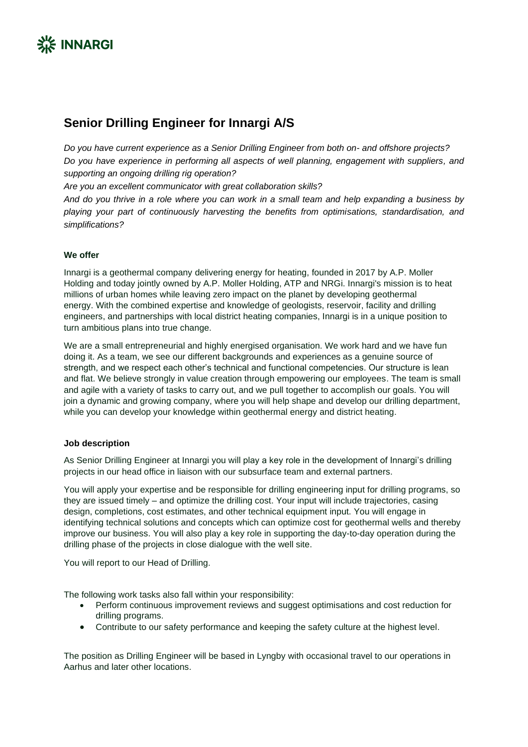INNARGI

# Senior Drilling Engineer for Innargi A/S

*Do you have current experience as a Senior Drilling Engineer from both on- and offshore projects?*
*Do you have experience in performing all aspects of well planning, engagement with suppliers, and supporting an ongoing drilling rig operation?*
*Are you an excellent communicator with great collaboration skills?*
*And do you thrive in a role where you can work in a small team and help expanding a business by playing your part of continuously harvesting the benefits from optimisations, standardisation, and simplifications?*

**We offer**

Innargi is a geothermal company delivering energy for heating, founded in 2017 by A.P. Moller Holding and today jointly owned by A.P. Moller Holding, ATP and NRGi. Innargi's mission is to heat millions of urban homes while leaving zero impact on the planet by developing geothermal energy. With the combined expertise and knowledge of geologists, reservoir, facility and drilling engineers, and partnerships with local district heating companies, Innargi is in a unique position to turn ambitious plans into true change.

We are a small entrepreneurial and highly energised organisation. We work hard and we have fun doing it. As a team, we see our different backgrounds and experiences as a genuine source of strength, and we respect each other's technical and functional competencies. Our structure is lean and flat. We believe strongly in value creation through empowering our employees. The team is small and agile with a variety of tasks to carry out, and we pull together to accomplish our goals. You will join a dynamic and growing company, where you will help shape and develop our drilling department, while you can develop your knowledge within geothermal energy and district heating.

**Job description**

As Senior Drilling Engineer at Innargi you will play a key role in the development of Innargi's drilling projects in our head office in liaison with our subsurface team and external partners.

You will apply your expertise and be responsible for drilling engineering input for drilling programs, so they are issued timely – and optimize the drilling cost. Your input will include trajectories, casing design, completions, cost estimates, and other technical equipment input. You will engage in identifying technical solutions and concepts which can optimize cost for geothermal wells and thereby improve our business. You will also play a key role in supporting the day-to-day operation during the drilling phase of the projects in close dialogue with the well site.

You will report to our Head of Drilling.

The following work tasks also fall within your responsibility:

- Perform continuous improvement reviews and suggest optimisations and cost reduction for drilling programs.
- Contribute to our safety performance and keeping the safety culture at the highest level.

The position as Drilling Engineer will be based in Lyngby with occasional travel to our operations in Aarhus and later other locations.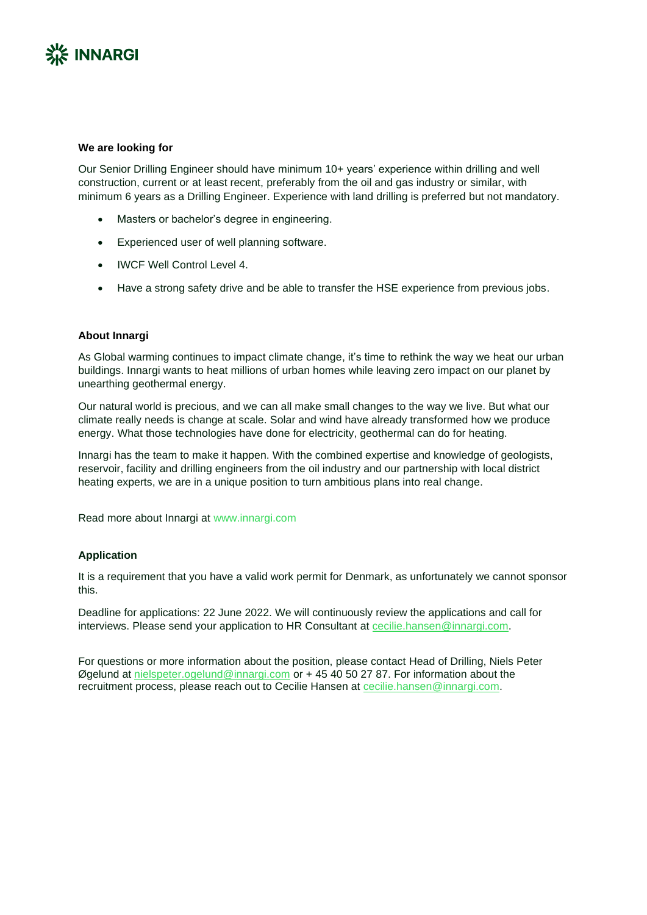**We are looking for**

Our Senior Drilling Engineer should have minimum 10+ years' experience within drilling and well construction, current or at least recent, preferably from the oil and gas industry or similar, with minimum 6 years as a Drilling Engineer. Experience with land drilling is preferred but not mandatory.

- Masters or bachelor's degree in engineering.
- Experienced user of well planning software.
- IWCF Well Control Level 4.
- Have a strong safety drive and be able to transfer the HSE experience from previous jobs.

**About Innargi**

As Global warming continues to impact climate change, it's time to rethink the way we heat our urban buildings. Innargi wants to heat millions of urban homes while leaving zero impact on our planet by unearthing geothermal energy.

Our natural world is precious, and we can all make small changes to the way we live. But what our climate really needs is change at scale. Solar and wind have already transformed how we produce energy. What those technologies have done for electricity, geothermal can do for heating.

Innargi has the team to make it happen. With the combined expertise and knowledge of geologists, reservoir, facility and drilling engineers from the oil industry and our partnership with local district heating experts, we are in a unique position to turn ambitious plans into real change.

Read more about Innargi at www.innargi.com

**Application**

It is a requirement that you have a valid work permit for Denmark, as unfortunately we cannot sponsor this.

Deadline for applications: 22 June 2022. We will continuously review the applications and call for interviews. Please send your application to HR Consultant at cecilie.hansen@innargi.com.

For questions or more information about the position, please contact Head of Drilling, Niels Peter Øgelund at nielspeter.ogelund@innargi.com or + 45 40 50 27 87. For information about the recruitment process, please reach out to Cecilie Hansen at cecilie.hansen@innargi.com.